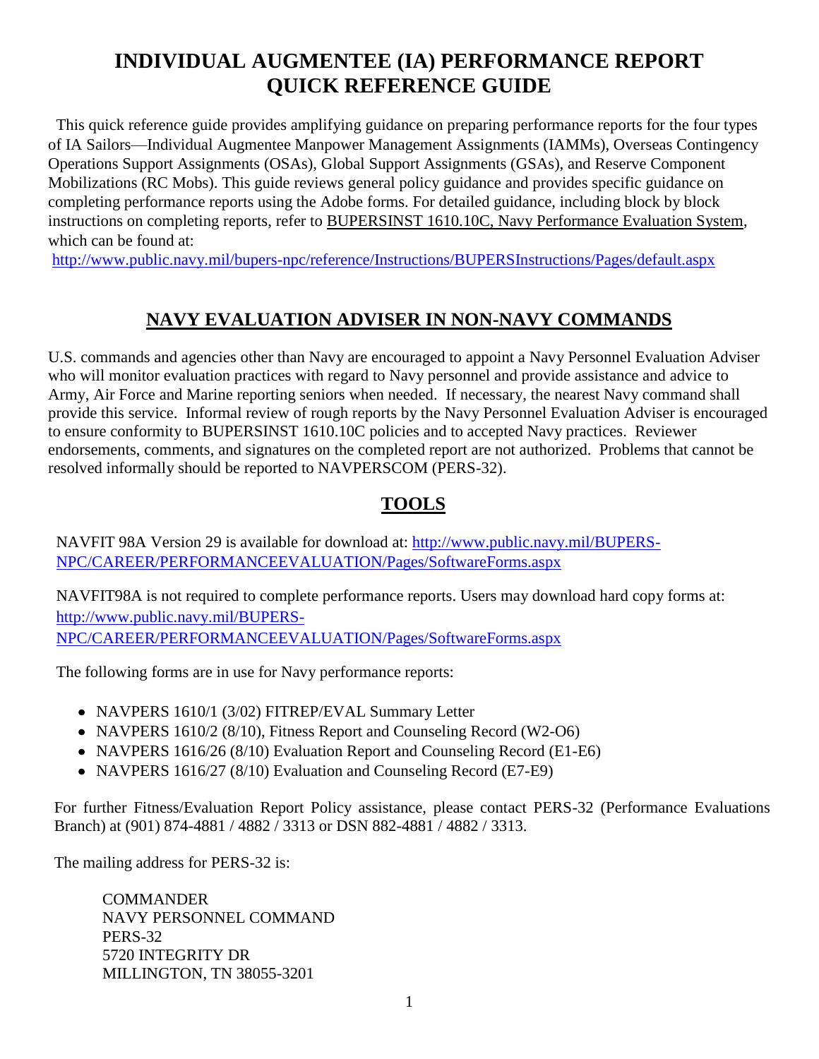# INDIVIDUAL AUGMENTEE (IA) PERFORMANCE REPORT QUICK REFERENCE GUIDE

This quick reference guide provides amplifying guidance on preparing performance reports for the four types of IA Sailors—Individual Augmentee Manpower Management Assignments (IAMMs), Overseas Contingency Operations Support Assignments (OSAs), Global Support Assignments (GSAs), and Reserve Component Mobilizations (RC Mobs). This guide reviews general policy guidance and provides specific guidance on completing performance reports using the Adobe forms. For detailed guidance, including block by block instructions on completing reports, refer to BUPERSINST 1610.10C, Navy Performance Evaluation System, which can be found at:
http://www.public.navy.mil/bupers-npc/reference/Instructions/BUPERSInstructions/Pages/default.aspx

## NAVY EVALUATION ADVISER IN NON-NAVY COMMANDS

U.S. commands and agencies other than Navy are encouraged to appoint a Navy Personnel Evaluation Adviser who will monitor evaluation practices with regard to Navy personnel and provide assistance and advice to Army, Air Force and Marine reporting seniors when needed. If necessary, the nearest Navy command shall provide this service. Informal review of rough reports by the Navy Personnel Evaluation Adviser is encouraged to ensure conformity to BUPERSINST 1610.10C policies and to accepted Navy practices. Reviewer endorsements, comments, and signatures on the completed report are not authorized. Problems that cannot be resolved informally should be reported to NAVPERSCOM (PERS-32).

## TOOLS

NAVFIT 98A Version 29 is available for download at: http://www.public.navy.mil/BUPERS-NPC/CAREER/PERFORMANCEEVALUATION/Pages/SoftwareForms.aspx

NAVFIT98A is not required to complete performance reports. Users may download hard copy forms at: http://www.public.navy.mil/BUPERS-NPC/CAREER/PERFORMANCEEVALUATION/Pages/SoftwareForms.aspx

The following forms are in use for Navy performance reports:

- NAVPERS 1610/1 (3/02) FITREP/EVAL Summary Letter
- NAVPERS 1610/2 (8/10), Fitness Report and Counseling Record (W2-O6)
- NAVPERS 1616/26 (8/10) Evaluation Report and Counseling Record (E1-E6)
- NAVPERS 1616/27 (8/10) Evaluation and Counseling Record (E7-E9)

For further Fitness/Evaluation Report Policy assistance, please contact PERS-32 (Performance Evaluations Branch) at (901) 874-4881 / 4882 / 3313 or DSN 882-4881 / 4882 / 3313.

The mailing address for PERS-32 is:

COMMANDER
NAVY PERSONNEL COMMAND
PERS-32
5720 INTEGRITY DR
MILLINGTON, TN 38055-3201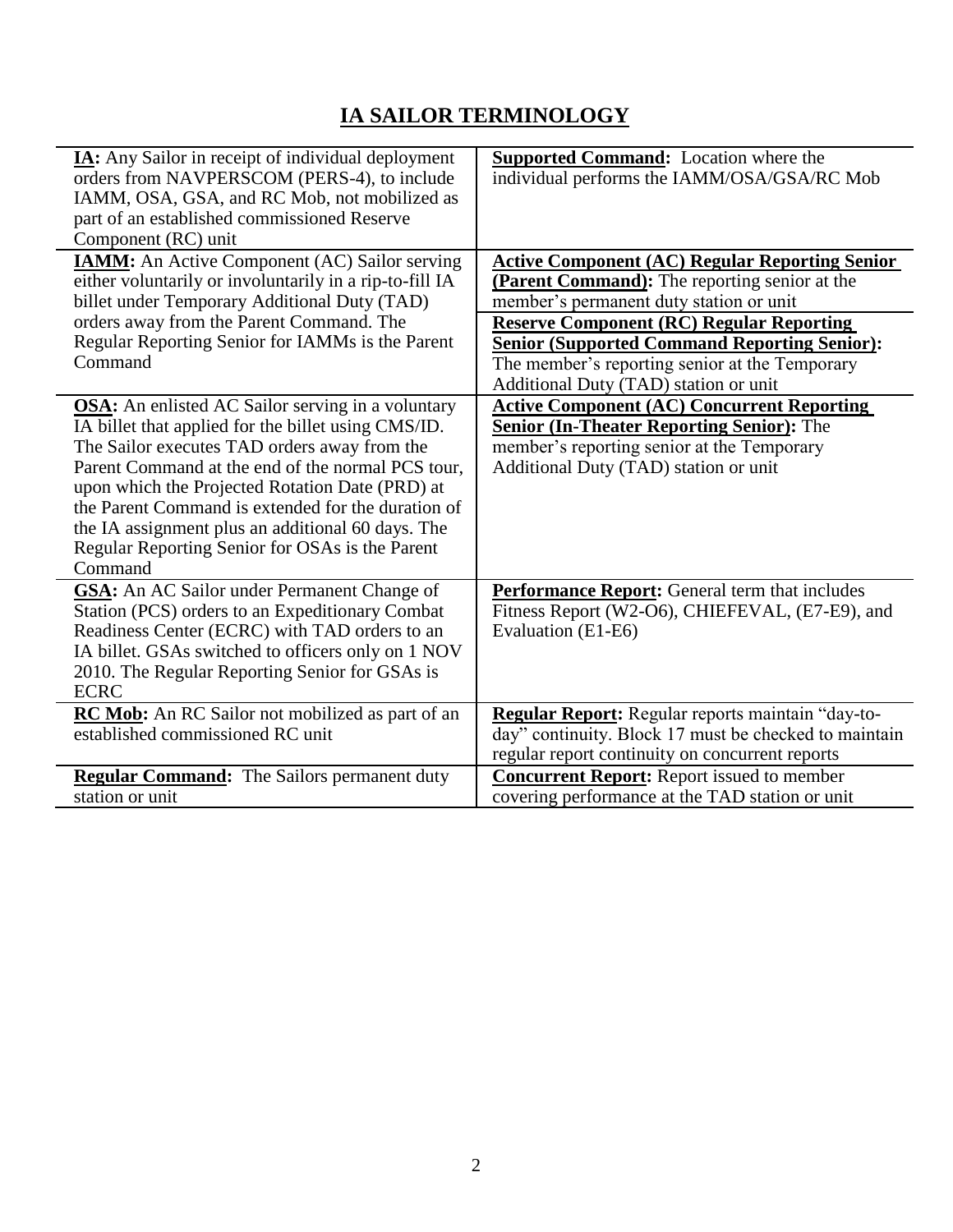# IA SAILOR TERMINOLOGY

| | |
|---|---|
| **IA:** Any Sailor in receipt of individual deployment orders from NAVPERSCOM (PERS-4), to include IAMM, OSA, GSA, and RC Mob, not mobilized as part of an established commissioned Reserve Component (RC) unit | **Supported Command:** Location where the individual performs the IAMM/OSA/GSA/RC Mob |
| **IAMM:** An Active Component (AC) Sailor serving either voluntarily or involuntarily in a rip-to-fill IA billet under Temporary Additional Duty (TAD) orders away from the Parent Command. The Regular Reporting Senior for IAMMs is the Parent Command | **Active Component (AC) Regular Reporting Senior (Parent Command):** The reporting senior at the member's permanent duty station or unit<br>**Reserve Component (RC) Regular Reporting Senior (Supported Command Reporting Senior):** The member's reporting senior at the Temporary Additional Duty (TAD) station or unit |
| **OSA:** An enlisted AC Sailor serving in a voluntary IA billet that applied for the billet using CMS/ID. The Sailor executes TAD orders away from the Parent Command at the end of the normal PCS tour, upon which the Projected Rotation Date (PRD) at the Parent Command is extended for the duration of the IA assignment plus an additional 60 days. The Regular Reporting Senior for OSAs is the Parent Command | **Active Component (AC) Concurrent Reporting Senior (In-Theater Reporting Senior):** The member's reporting senior at the Temporary Additional Duty (TAD) station or unit |
| **GSA:** An AC Sailor under Permanent Change of Station (PCS) orders to an Expeditionary Combat Readiness Center (ECRC) with TAD orders to an IA billet. GSAs switched to officers only on 1 NOV 2010. The Regular Reporting Senior for GSAs is the ECRC | **Performance Report:** General term that includes Fitness Report (W2-O6), CHIEFEVAL, (E7-E9), and Evaluation (E1-E6) |
| **RC Mob:** An RC Sailor not mobilized as part of an established commissioned RC unit | **Regular Report:** Regular reports maintain "day-to-day" continuity. Block 17 must be checked to maintain regular report continuity on concurrent reports |
| **Regular Command:** The Sailors permanent duty station or unit | **Concurrent Report:** Report issued to member covering performance at the TAD station or unit |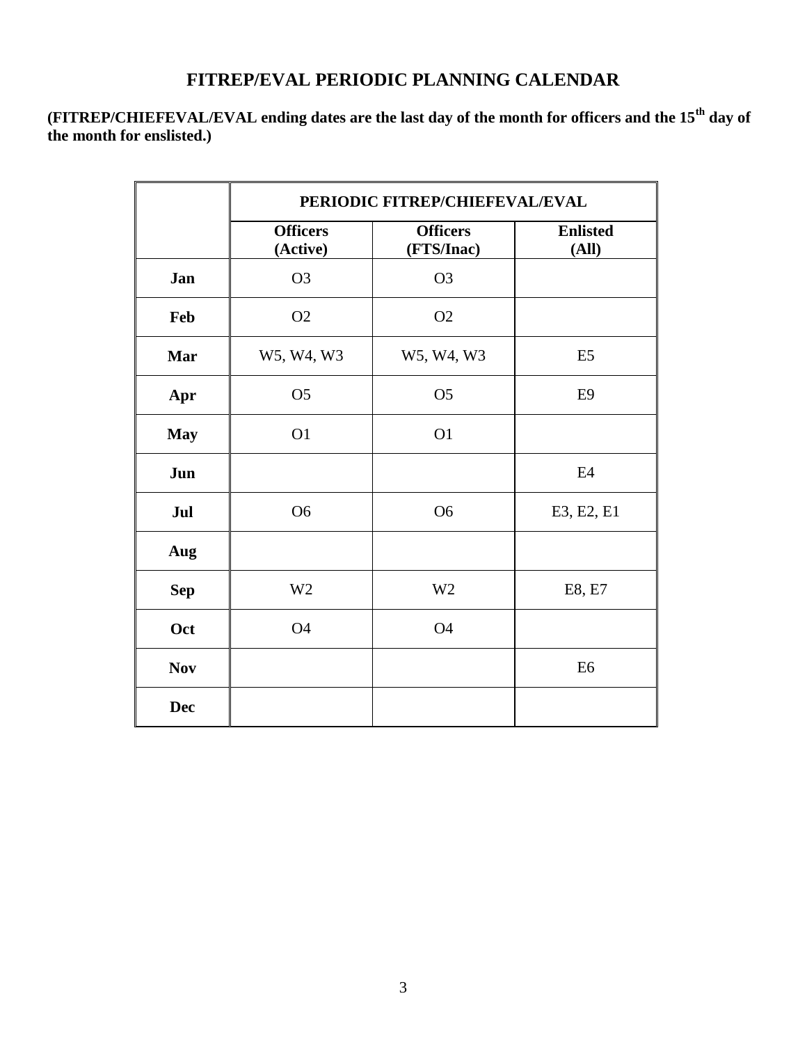# FITREP/EVAL PERIODIC PLANNING CALENDAR

**(FITREP/CHIEFEVAL/EVAL ending dates are the last day of the month for officers and the 15th day of the month for enslisted.)**

| | PERIODIC FITREP/CHIEFEVAL/EVAL | | |
|---|---|---|---|
| | **Officers (Active)** | **Officers (FTS/Inac)** | **Enlisted (All)** |
| **Jan** | O3 | O3 | |
| **Feb** | O2 | O2 | |
| **Mar** | W5, W4, W3 | W5, W4, W3 | E5 |
| **Apr** | O5 | O5 | E9 |
| **May** | O1 | O1 | |
| **Jun** | | | E4 |
| **Jul** | O6 | O6 | E3, E2, E1 |
| **Aug** | | | |
| **Sep** | W2 | W2 | E8, E7 |
| **Oct** | O4 | O4 | |
| **Nov** | | | E6 |
| **Dec** | | | |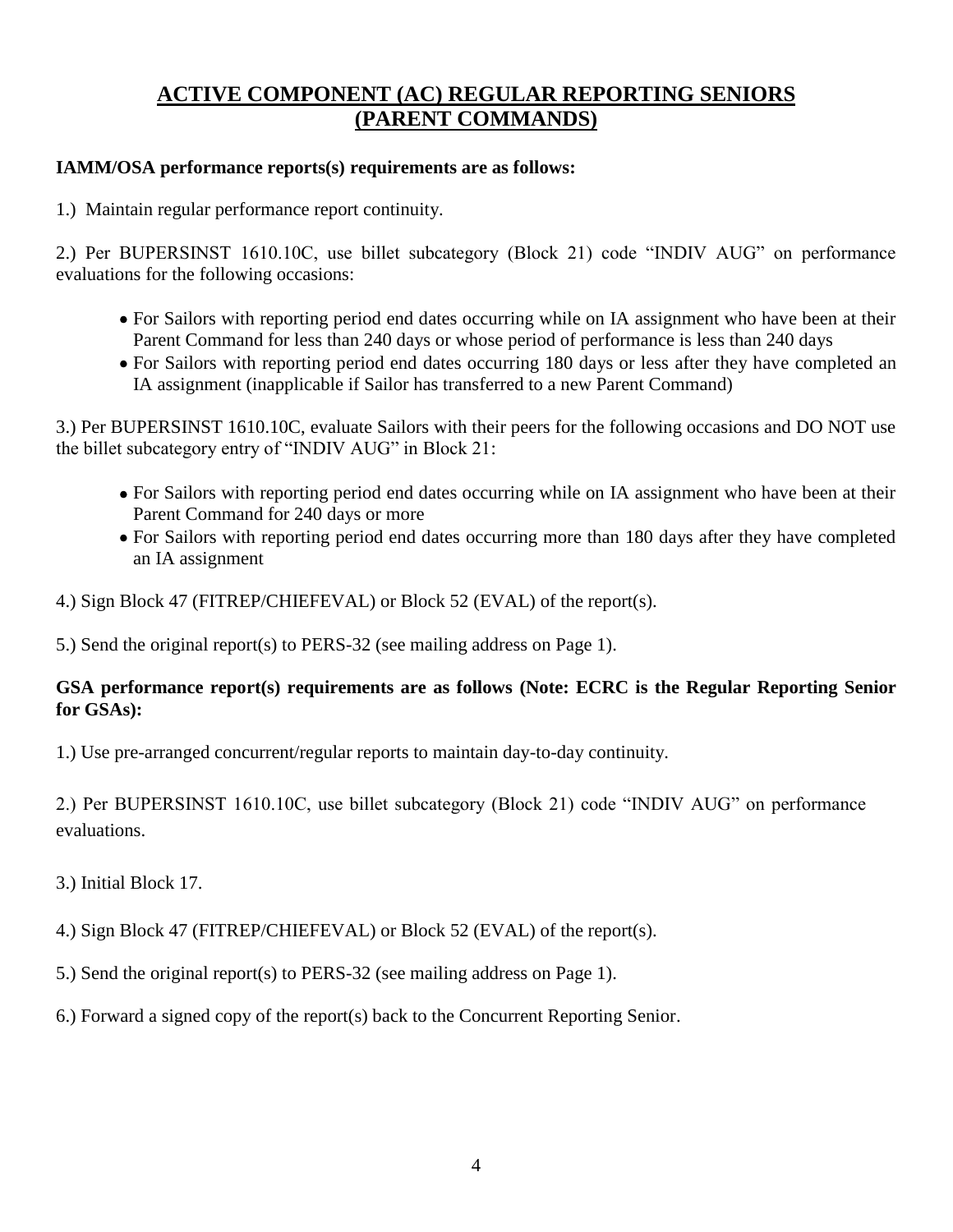## ACTIVE COMPONENT (AC) REGULAR REPORTING SENIORS (PARENT COMMANDS)

**IAMM/OSA performance reports(s) requirements are as follows:**

1.) Maintain regular performance report continuity.

2.) Per BUPERSINST 1610.10C, use billet subcategory (Block 21) code "INDIV AUG" on performance evaluations for the following occasions:

- For Sailors with reporting period end dates occurring while on IA assignment who have been at their Parent Command for less than 240 days or whose period of performance is less than 240 days
- For Sailors with reporting period end dates occurring 180 days or less after they have completed an IA assignment (inapplicable if Sailor has transferred to a new Parent Command)

3.) Per BUPERSINST 1610.10C, evaluate Sailors with their peers for the following occasions and DO NOT use the billet subcategory entry of "INDIV AUG" in Block 21:

- For Sailors with reporting period end dates occurring while on IA assignment who have been at their Parent Command for 240 days or more
- For Sailors with reporting period end dates occurring more than 180 days after they have completed an IA assignment

4.) Sign Block 47 (FITREP/CHIEFEVAL) or Block 52 (EVAL) of the report(s).

5.) Send the original report(s) to PERS-32 (see mailing address on Page 1).

**GSA performance report(s) requirements are as follows (Note: ECRC is the Regular Reporting Senior for GSAs):**

1.) Use pre-arranged concurrent/regular reports to maintain day-to-day continuity.

2.) Per BUPERSINST 1610.10C, use billet subcategory (Block 21) code "INDIV AUG" on performance evaluations.

3.) Initial Block 17.

4.) Sign Block 47 (FITREP/CHIEFEVAL) or Block 52 (EVAL) of the report(s).

5.) Send the original report(s) to PERS-32 (see mailing address on Page 1).

6.) Forward a signed copy of the report(s) back to the Concurrent Reporting Senior.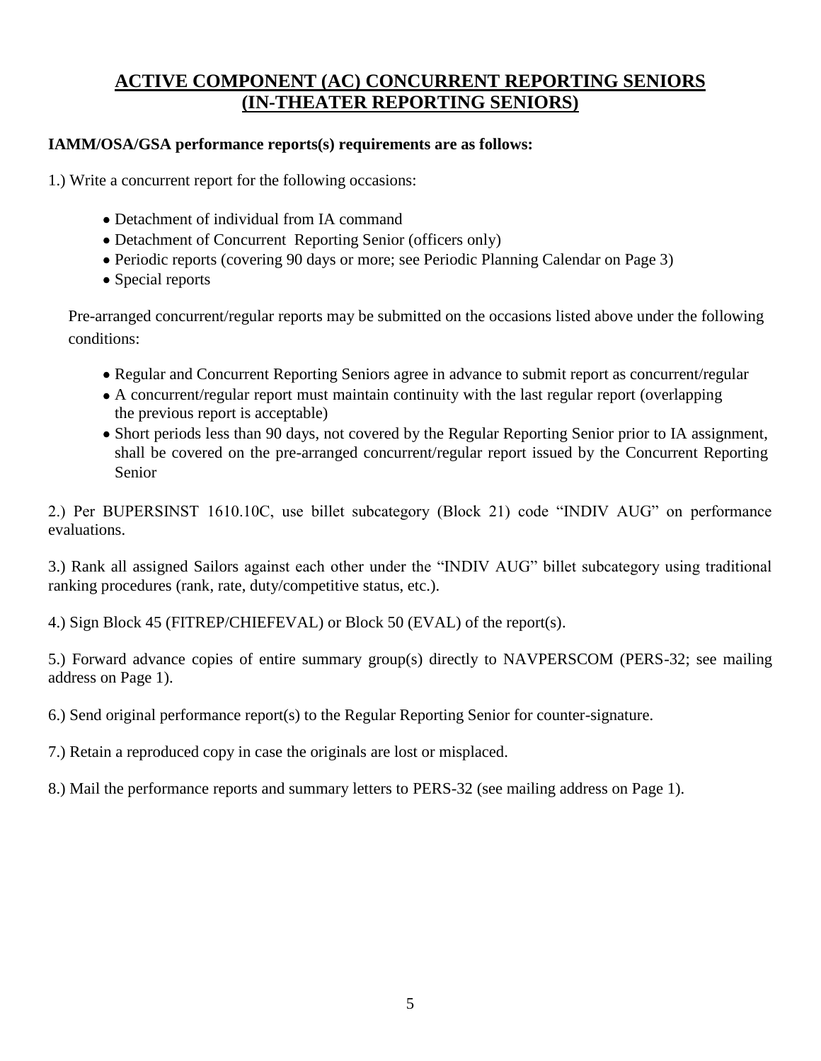## ACTIVE COMPONENT (AC) CONCURRENT REPORTING SENIORS (IN-THEATER REPORTING SENIORS)

**IAMM/OSA/GSA performance reports(s) requirements are as follows:**

1.) Write a concurrent report for the following occasions:

- Detachment of individual from IA command
- Detachment of Concurrent Reporting Senior (officers only)
- Periodic reports (covering 90 days or more; see Periodic Planning Calendar on Page 3)
- Special reports

Pre-arranged concurrent/regular reports may be submitted on the occasions listed above under the following conditions:

- Regular and Concurrent Reporting Seniors agree in advance to submit report as concurrent/regular
- A concurrent/regular report must maintain continuity with the last regular report (overlapping the previous report is acceptable)
- Short periods less than 90 days, not covered by the Regular Reporting Senior prior to IA assignment, shall be covered on the pre-arranged concurrent/regular report issued by the Concurrent Reporting Senior

2.) Per BUPERSINST 1610.10C, use billet subcategory (Block 21) code "INDIV AUG" on performance evaluations.

3.) Rank all assigned Sailors against each other under the "INDIV AUG" billet subcategory using traditional ranking procedures (rank, rate, duty/competitive status, etc.).

4.) Sign Block 45 (FITREP/CHIEFEVAL) or Block 50 (EVAL) of the report(s).

5.) Forward advance copies of entire summary group(s) directly to NAVPERSCOM (PERS-32; see mailing address on Page 1).

6.) Send original performance report(s) to the Regular Reporting Senior for counter-signature.

7.) Retain a reproduced copy in case the originals are lost or misplaced.

8.) Mail the performance reports and summary letters to PERS-32 (see mailing address on Page 1).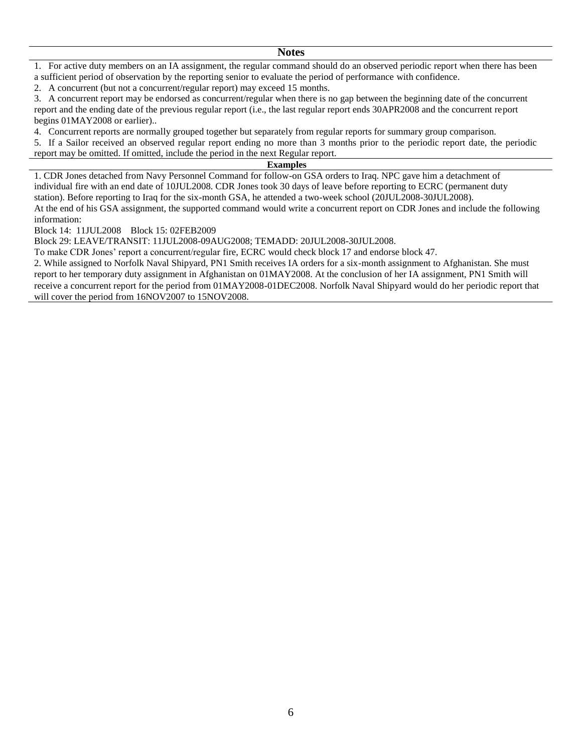## Notes

1. For active duty members on an IA assignment, the regular command should do an observed periodic report when there has been a sufficient period of observation by the reporting senior to evaluate the period of performance with confidence.
2. A concurrent (but not a concurrent/regular report) may exceed 15 months.
3. A concurrent report may be endorsed as concurrent/regular when there is no gap between the beginning date of the concurrent report and the ending date of the previous regular report (i.e., the last regular report ends 30APR2008 and the concurrent report begins 01MAY2008 or earlier)..
4. Concurrent reports are normally grouped together but separately from regular reports for summary group comparison.
5. If a Sailor received an observed regular report ending no more than 3 months prior to the periodic report date, the periodic report may be omitted. If omitted, include the period in the next Regular report.

## Examples

1. CDR Jones detached from Navy Personnel Command for follow-on GSA orders to Iraq. NPC gave him a detachment of individual fire with an end date of 10JUL2008. CDR Jones took 30 days of leave before reporting to ECRC (permanent duty station). Before reporting to Iraq for the six-month GSA, he attended a two-week school (20JUL2008-30JUL2008).
At the end of his GSA assignment, the supported command would write a concurrent report on CDR Jones and include the following information:
Block 14: 11JUL2008 Block 15: 02FEB2009
Block 29: LEAVE/TRANSIT: 11JUL2008-09AUG2008; TEMADD: 20JUL2008-30JUL2008.
To make CDR Jones' report a concurrent/regular fire, ECRC would check block 17 and endorse block 47.
2. While assigned to Norfolk Naval Shipyard, PN1 Smith receives IA orders for a six-month assignment to Afghanistan. She must report to her temporary duty assignment in Afghanistan on 01MAY2008. At the conclusion of her IA assignment, PN1 Smith will receive a concurrent report for the period from 01MAY2008-01DEC2008. Norfolk Naval Shipyard would do her periodic report that will cover the period from 16NOV2007 to 15NOV2008.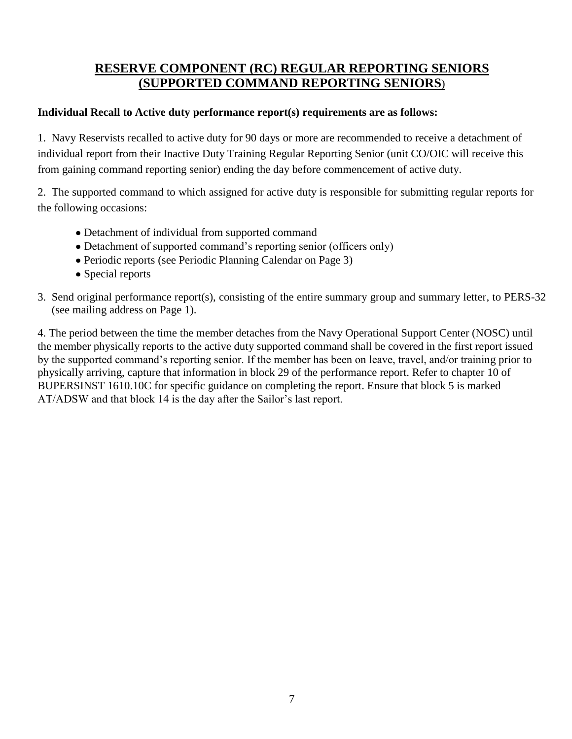## **RESERVE COMPONENT (RC) REGULAR REPORTING SENIORS (SUPPORTED COMMAND REPORTING SENIORS)**

**Individual Recall to Active duty performance report(s) requirements are as follows:**

1. Navy Reservists recalled to active duty for 90 days or more are recommended to receive a detachment of individual report from their Inactive Duty Training Regular Reporting Senior (unit CO/OIC will receive this from gaining command reporting senior) ending the day before commencement of active duty.

2. The supported command to which assigned for active duty is responsible for submitting regular reports for the following occasions:

- Detachment of individual from supported command
- Detachment of supported command's reporting senior (officers only)
- Periodic reports (see Periodic Planning Calendar on Page 3)
- Special reports

3. Send original performance report(s), consisting of the entire summary group and summary letter, to PERS-32 (see mailing address on Page 1).

4. The period between the time the member detaches from the Navy Operational Support Center (NOSC) until the member physically reports to the active duty supported command shall be covered in the first report issued by the supported command's reporting senior. If the member has been on leave, travel, and/or training prior to physically arriving, capture that information in block 29 of the performance report. Refer to chapter 10 of BUPERSINST 1610.10C for specific guidance on completing the report. Ensure that block 5 is marked AT/ADSW and that block 14 is the day after the Sailor's last report.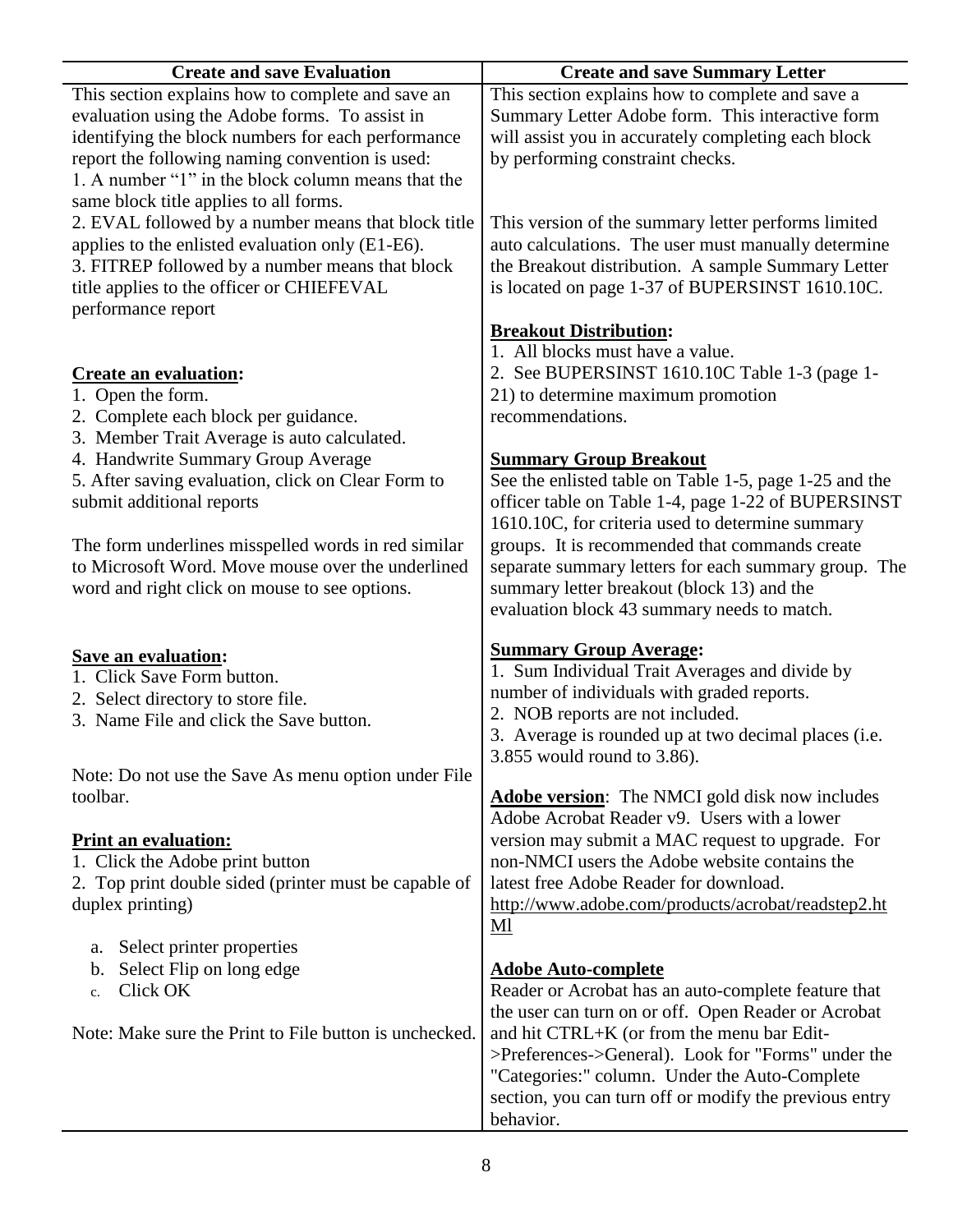## Create and save Evaluation

This section explains how to complete and save an evaluation using the Adobe forms. To assist in identifying the block numbers for each performance report the following naming convention is used:

1. A number "1" in the block column means that the same block title applies to all forms.
2. EVAL followed by a number means that block title applies to the enlisted evaluation only (E1-E6).
3. FITREP followed by a number means that block title applies to the officer or CHIEFEVAL performance report

**Create an evaluation:**

1. Open the form.
2. Complete each block per guidance.
3. Member Trait Average is auto calculated.
4. Handwrite Summary Group Average
5. After saving evaluation, click on Clear Form to submit additional reports

The form underlines misspelled words in red similar to Microsoft Word. Move mouse over the underlined word and right click on mouse to see options.

**Save an evaluation:**

1. Click Save Form button.
2. Select directory to store file.
3. Name File and click the Save button.

Note: Do not use the Save As menu option under File toolbar.

**Print an evaluation:**

1. Click the Adobe print button
2. Top print double sided (printer must be capable of duplex printing)
   a. Select printer properties
   b. Select Flip on long edge
   c. Click OK

Note: Make sure the Print to File button is unchecked.

## Create and save Summary Letter

This section explains how to complete and save a Summary Letter Adobe form. This interactive form will assist you in accurately completing each block by performing constraint checks.

This version of the summary letter performs limited auto calculations. The user must manually determine the Breakout distribution. A sample Summary Letter is located on page 1-37 of BUPERSINST 1610.10C.

**Breakout Distribution:**

1. All blocks must have a value.
2. See BUPERSINST 1610.10C Table 1-3 (page 1-21) to determine maximum promotion recommendations.

**Summary Group Breakout**

See the enlisted table on Table 1-5, page 1-25 and the officer table on Table 1-4, page 1-22 of BUPERSINST 1610.10C, for criteria used to determine summary groups. It is recommended that commands create separate summary letters for each summary group. The summary letter breakout (block 13) and the evaluation block 43 summary needs to match.

**Summary Group Average:**

1. Sum Individual Trait Averages and divide by number of individuals with graded reports.
2. NOB reports are not included.
3. Average is rounded up at two decimal places (i.e. 3.855 would round to 3.86).

**Adobe version**: The NMCI gold disk now includes Adobe Acrobat Reader v9. Users with a lower version may submit a MAC request to upgrade. For non-NMCI users the Adobe website contains the latest free Adobe Reader for download. http://www.adobe.com/products/acrobat/readstep2.htMl

**Adobe Auto-complete**

Reader or Acrobat has an auto-complete feature that the user can turn on or off. Open Reader or Acrobat and hit CTRL+K (or from the menu bar Edit->Preferences->General). Look for "Forms" under the "Categories:" column. Under the Auto-Complete section, you can turn off or modify the previous entry behavior.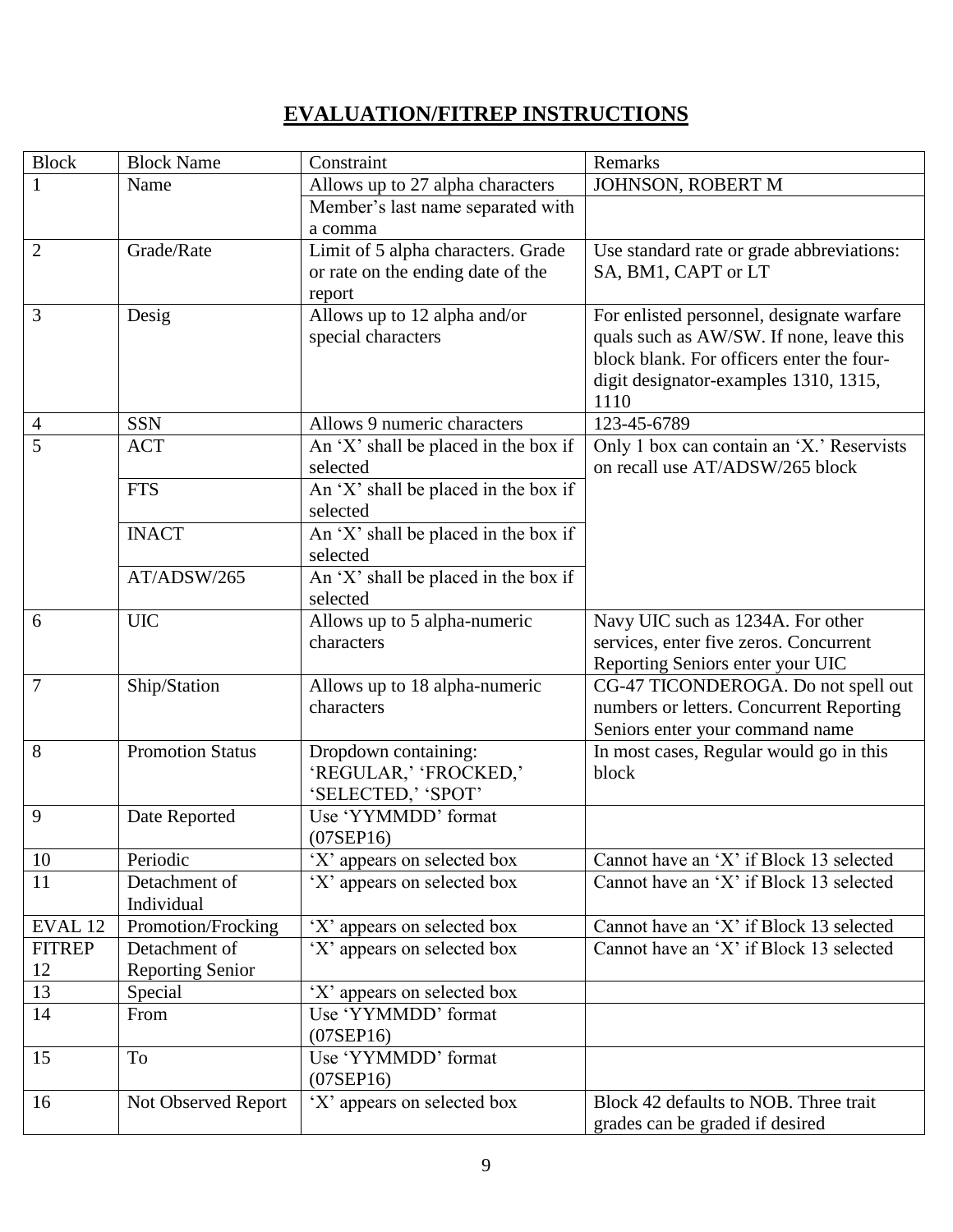# EVALUATION/FITREP INSTRUCTIONS

| Block | Block Name | Constraint | Remarks |
|---|---|---|---|
| 1 | Name | Allows up to 27 alpha characters | JOHNSON, ROBERT M |
| | | Member's last name separated with a comma | |
| 2 | Grade/Rate | Limit of 5 alpha characters. Grade or rate on the ending date of the report | Use standard rate or grade abbreviations: SA, BM1, CAPT or LT |
| 3 | Desig | Allows up to 12 alpha and/or special characters | For enlisted personnel, designate warfare quals such as AW/SW. If none, leave this block blank. For officers enter the four-digit designator-examples 1310, 1315, 1110 |
| 4 | SSN | Allows 9 numeric characters | 123-45-6789 |
| 5 | ACT | An 'X' shall be placed in the box if selected | Only 1 box can contain an 'X.' Reservists on recall use AT/ADSW/265 block |
| | FTS | An 'X' shall be placed in the box if selected | |
| | INACT | An 'X' shall be placed in the box if selected | |
| | AT/ADSW/265 | An 'X' shall be placed in the box if selected | |
| 6 | UIC | Allows up to 5 alpha-numeric characters | Navy UIC such as 1234A. For other services, enter five zeros. Concurrent Reporting Seniors enter your UIC |
| 7 | Ship/Station | Allows up to 18 alpha-numeric characters | CG-47 TICONDEROGA. Do not spell out numbers or letters. Concurrent Reporting Seniors enter your command name |
| 8 | Promotion Status | Dropdown containing: 'REGULAR,' 'FROCKED,' 'SELECTED,' 'SPOT' | In most cases, Regular would go in this block |
| 9 | Date Reported | Use 'YYMMDD' format (07SEP16) | |
| 10 | Periodic | 'X' appears on selected box | Cannot have an 'X' if Block 13 selected |
| 11 | Detachment of Individual | 'X' appears on selected box | Cannot have an 'X' if Block 13 selected |
| EVAL 12 | Promotion/Frocking | 'X' appears on selected box | Cannot have an 'X' if Block 13 selected |
| FITREP 12 | Detachment of Reporting Senior | 'X' appears on selected box | Cannot have an 'X' if Block 13 selected |
| 13 | Special | 'X' appears on selected box | |
| 14 | From | Use 'YYMMDD' format (07SEP16) | |
| 15 | To | Use 'YYMMDD' format (07SEP16) | |
| 16 | Not Observed Report | 'X' appears on selected box | Block 42 defaults to NOB. Three trait grades can be graded if desired |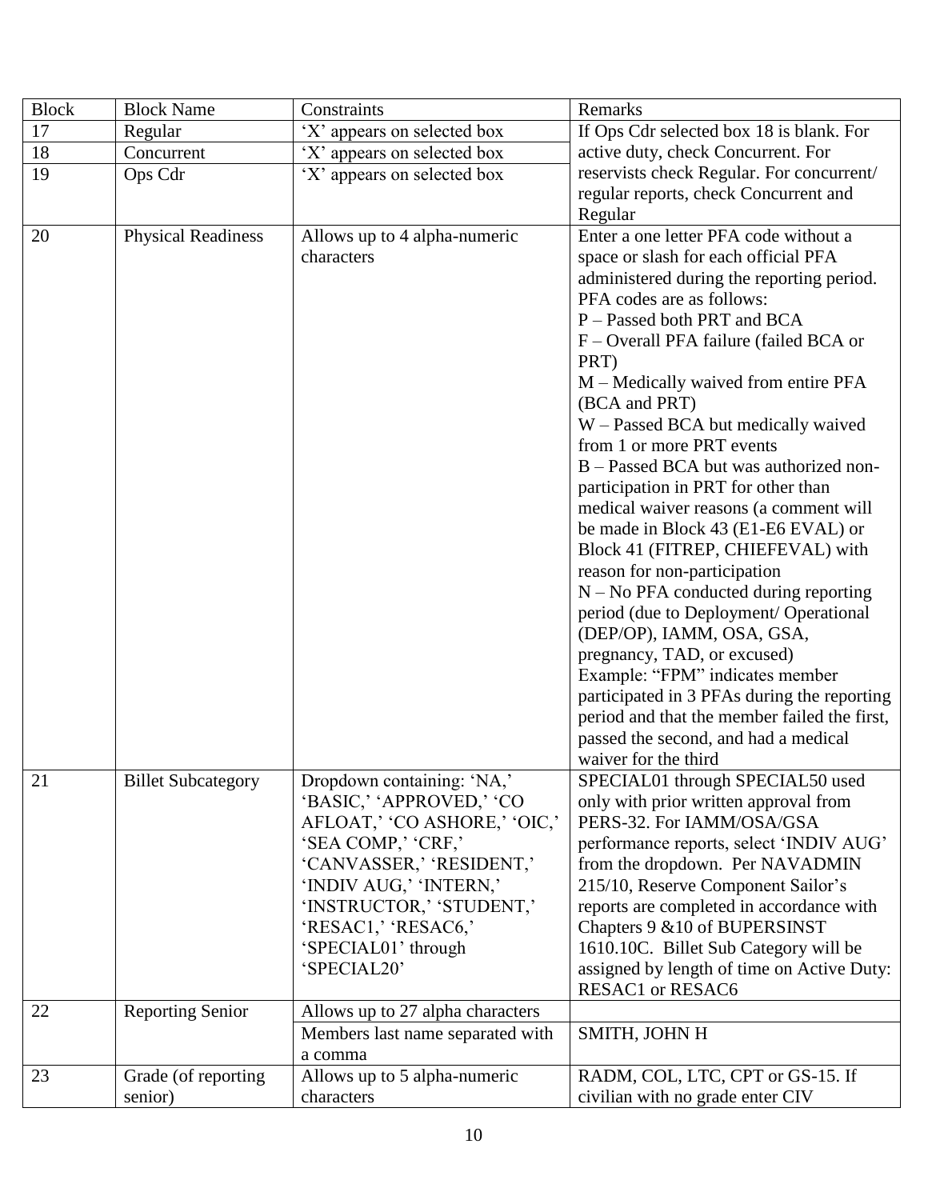| Block | Block Name | Constraints | Remarks |
|---|---|---|---|
| 17 | Regular | 'X' appears on selected box | If Ops Cdr selected box 18 is blank. For active duty, check Concurrent. For reservists check Regular. For concurrent/ regular reports, check Concurrent and Regular |
| 18 | Concurrent | 'X' appears on selected box | |
| 19 | Ops Cdr | 'X' appears on selected box | |
| 20 | Physical Readiness | Allows up to 4 alpha-numeric characters | Enter a one letter PFA code without a space or slash for each official PFA administered during the reporting period. PFA codes are as follows:<br>P – Passed both PRT and BCA<br>F – Overall PFA failure (failed BCA or PRT)<br>M – Medically waived from entire PFA (BCA and PRT)<br>W – Passed BCA but medically waived from 1 or more PRT events<br>B – Passed BCA but was authorized non-participation in PRT for other than medical waiver reasons (a comment will be made in Block 43 (E1-E6 EVAL) or Block 41 (FITREP, CHIEFEVAL) with reason for non-participation<br>N – No PFA conducted during reporting period (due to Deployment/ Operational (DEP/OP), IAMM, OSA, GSA, pregnancy, TAD, or excused)<br>Example: "FPM" indicates member participated in 3 PFAs during the reporting period and that the member failed the first, passed the second, and had a medical waiver for the third |
| 21 | Billet Subcategory | Dropdown containing: 'NA,' 'BASIC,' 'APPROVED,' 'CO AFLOAT,' 'CO ASHORE,' 'OIC,' 'SEA COMP,' 'CRF,' 'CANVASSER,' 'RESIDENT,' 'INDIV AUG,' 'INTERN,' 'INSTRUCTOR,' 'STUDENT,' 'RESAC1,' 'RESAC6,' 'SPECIAL01' through 'SPECIAL20' | SPECIAL01 through SPECIAL50 used only with prior written approval from PERS-32. For IAMM/OSA/GSA performance reports, select 'INDIV AUG' from the dropdown. Per NAVADMIN 215/10, Reserve Component Sailor's reports are completed in accordance with Chapters 9 &10 of BUPERSINST 1610.10C. Billet Sub Category will be assigned by length of time on Active Duty: RESAC1 or RESAC6 |
| 22 | Reporting Senior | Allows up to 27 alpha characters | |
| | | Members last name separated with a comma | SMITH, JOHN H |
| 23 | Grade (of reporting senior) | Allows up to 5 alpha-numeric characters | RADM, COL, LTC, CPT or GS-15. If civilian with no grade enter CIV |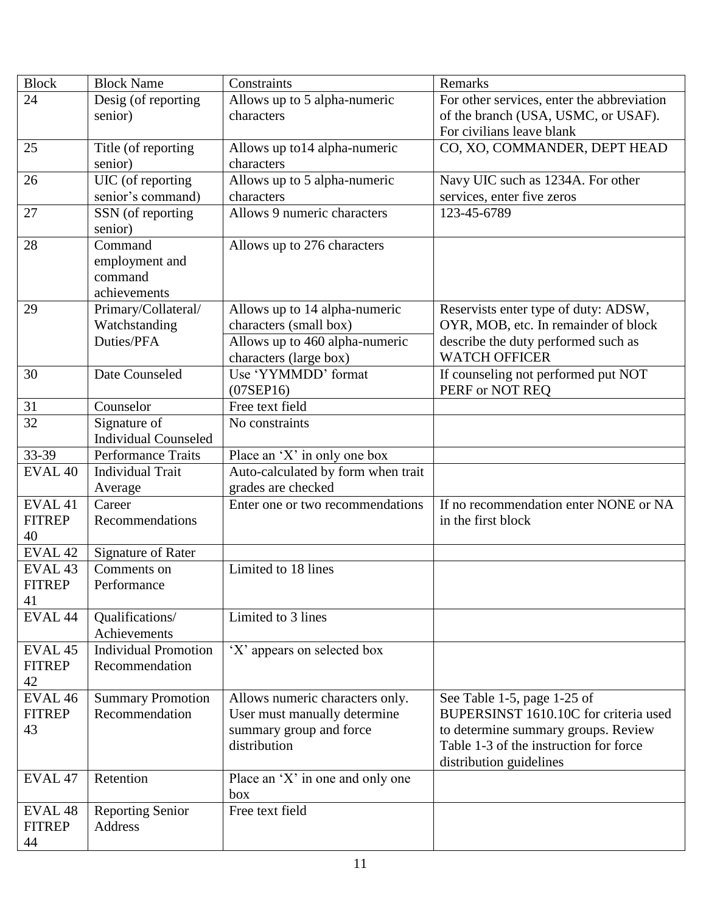| Block | Block Name | Constraints | Remarks |
|---|---|---|---|
| 24 | Desig (of reporting senior) | Allows up to 5 alpha-numeric characters | For other services, enter the abbreviation of the branch (USA, USMC, or USAF). For civilians leave blank |
| 25 | Title (of reporting senior) | Allows up to14 alpha-numeric characters | CO, XO, COMMANDER, DEPT HEAD |
| 26 | UIC (of reporting senior's command) | Allows up to 5 alpha-numeric characters | Navy UIC such as 1234A. For other services, enter five zeros |
| 27 | SSN (of reporting senior) | Allows 9 numeric characters | 123-45-6789 |
| 28 | Command employment and command achievements | Allows up to 276 characters | |
| 29 | Primary/Collateral/ Watchstanding Duties/PFA | Allows up to 14 alpha-numeric characters (small box)<br>Allows up to 460 alpha-numeric characters (large box) | Reservists enter type of duty: ADSW, OYR, MOB, etc. In remainder of block describe the duty performed such as WATCH OFFICER |
| 30 | Date Counseled | Use 'YYMMDD' format (07SEP16) | If counseling not performed put NOT PERF or NOT REQ |
| 31 | Counselor | Free text field | |
| 32 | Signature of Individual Counseled | No constraints | |
| 33-39 | Performance Traits | Place an 'X' in only one box | |
| EVAL 40 | Individual Trait Average | Auto-calculated by form when trait grades are checked | |
| EVAL 41 FITREP 40 | Career Recommendations | Enter one or two recommendations | If no recommendation enter NONE or NA in the first block |
| EVAL 42 | Signature of Rater | | |
| EVAL 43 FITREP 41 | Comments on Performance | Limited to 18 lines | |
| EVAL 44 | Qualifications/ Achievements | Limited to 3 lines | |
| EVAL 45 FITREP 42 | Individual Promotion Recommendation | 'X' appears on selected box | |
| EVAL 46 FITREP 43 | Summary Promotion Recommendation | Allows numeric characters only. User must manually determine summary group and force distribution | See Table 1-5, page 1-25 of BUPERSINST 1610.10C for criteria used to determine summary groups. Review Table 1-3 of the instruction for force distribution guidelines |
| EVAL 47 | Retention | Place an 'X' in one and only one box | |
| EVAL 48 FITREP 44 | Reporting Senior Address | Free text field | |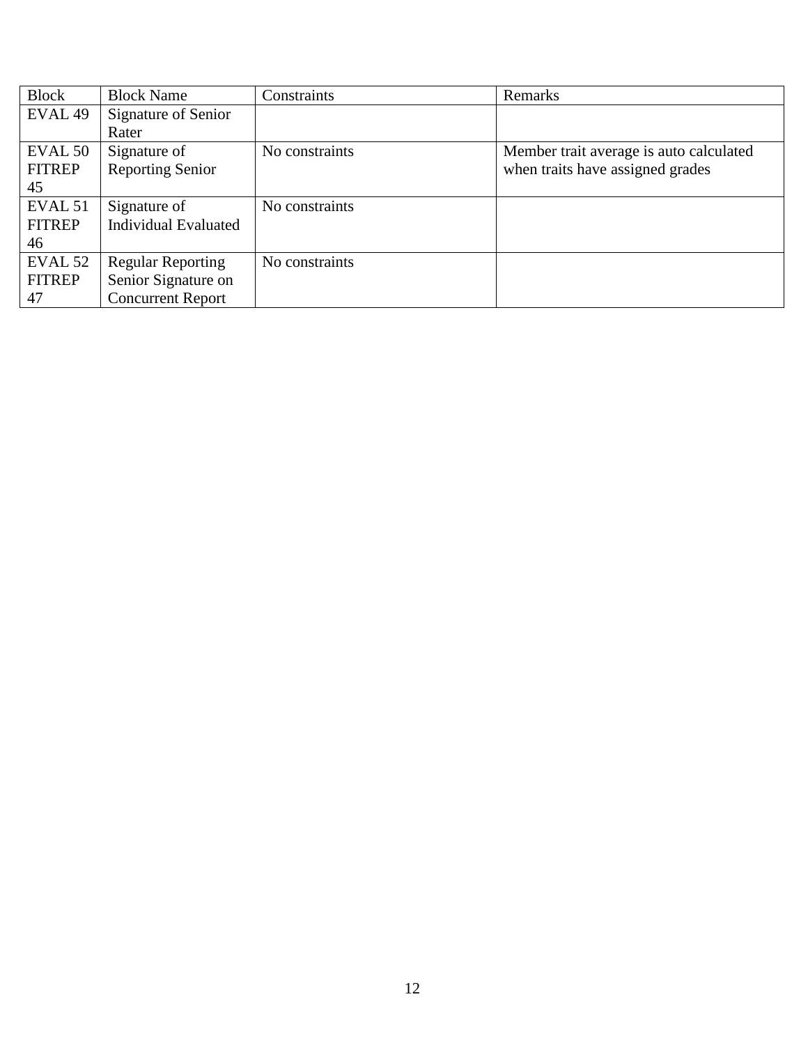| Block | Block Name | Constraints | Remarks |
|---|---|---|---|
| EVAL 49 | Signature of Senior Rater | | |
| EVAL 50 FITREP 45 | Signature of Reporting Senior | No constraints | Member trait average is auto calculated when traits have assigned grades |
| EVAL 51 FITREP 46 | Signature of Individual Evaluated | No constraints | |
| EVAL 52 FITREP 47 | Regular Reporting Senior Signature on Concurrent Report | No constraints | |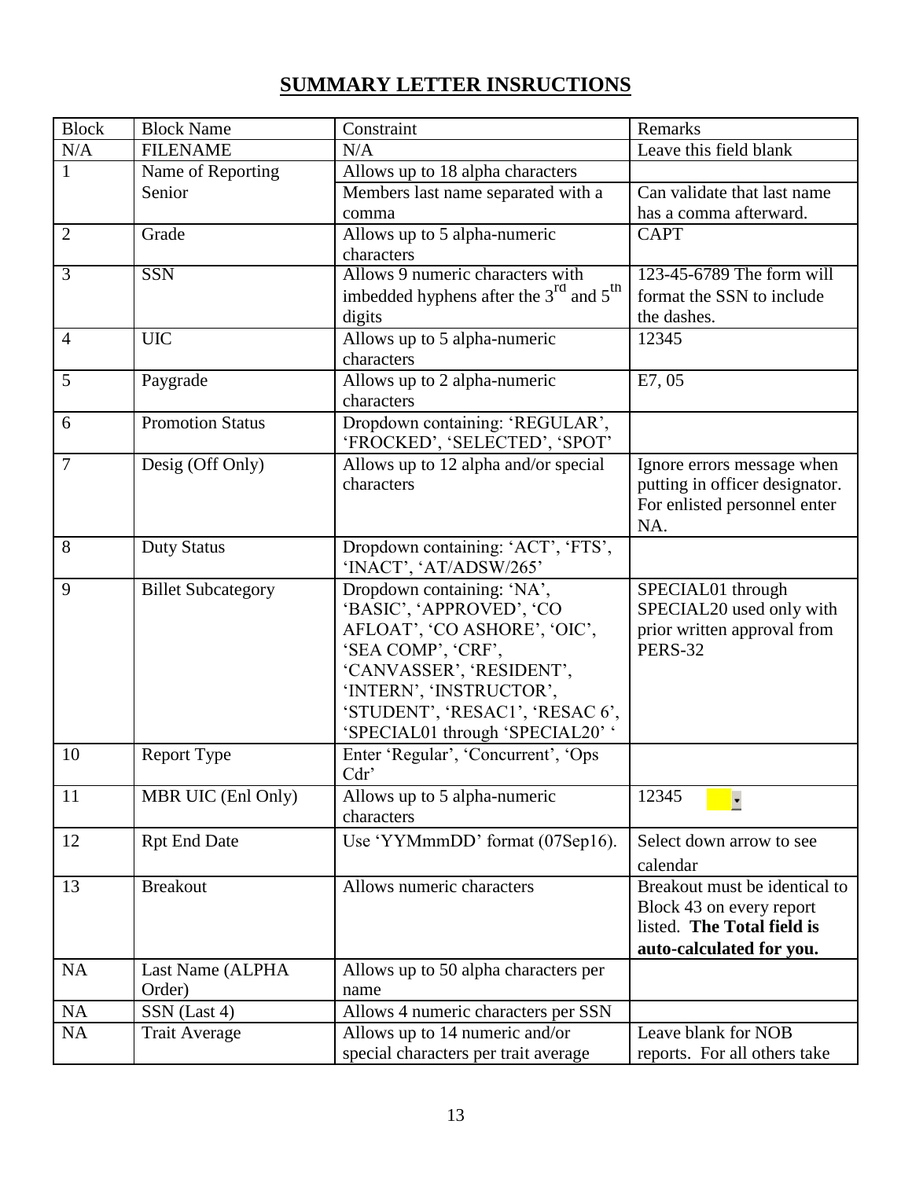# SUMMARY LETTER INSRUCTIONS

| Block | Block Name | Constraint | Remarks |
|---|---|---|---|
| N/A | FILENAME | N/A | Leave this field blank |
| 1 | Name of Reporting Senior | Allows up to 18 alpha characters | |
| | | Members last name separated with a comma | Can validate that last name has a comma afterward. |
| 2 | Grade | Allows up to 5 alpha-numeric characters | CAPT |
| 3 | SSN | Allows 9 numeric characters with imbedded hyphens after the 3rd and 5th digits | 123-45-6789 The form will format the SSN to include the dashes. |
| 4 | UIC | Allows up to 5 alpha-numeric characters | 12345 |
| 5 | Paygrade | Allows up to 2 alpha-numeric characters | E7, 05 |
| 6 | Promotion Status | Dropdown containing: 'REGULAR', 'FROCKED', 'SELECTED', 'SPOT' | |
| 7 | Desig (Off Only) | Allows up to 12 alpha and/or special characters | Ignore errors message when putting in officer designator. For enlisted personnel enter NA. |
| 8 | Duty Status | Dropdown containing: 'ACT', 'FTS', 'INACT', 'AT/ADSW/265' | |
| 9 | Billet Subcategory | Dropdown containing: 'NA', 'BASIC', 'APPROVED', 'CO AFLOAT', 'CO ASHORE', 'OIC', 'SEA COMP', 'CRF', 'CANVASSER', 'RESIDENT', 'INTERN', 'INSTRUCTOR', 'STUDENT', 'RESAC1', 'RESAC 6', 'SPECIAL01 through 'SPECIAL20' ' | SPECIAL01 through SPECIAL20 used only with prior written approval from PERS-32 |
| 10 | Report Type | Enter 'Regular', 'Concurrent', 'Ops Cdr' | |
| 11 | MBR UIC (Enl Only) | Allows up to 5 alpha-numeric characters | 12345 |
| 12 | Rpt End Date | Use 'YYMmmDD' format (07Sep16). | Select down arrow to see calendar |
| 13 | Breakout | Allows numeric characters | Breakout must be identical to Block 43 on every report listed. **The Total field is auto-calculated for you.** |
| NA | Last Name (ALPHA Order) | Allows up to 50 alpha characters per name | |
| NA | SSN (Last 4) | Allows 4 numeric characters per SSN | |
| NA | Trait Average | Allows up to 14 numeric and/or special characters per trait average | Leave blank for NOB reports. For all others take |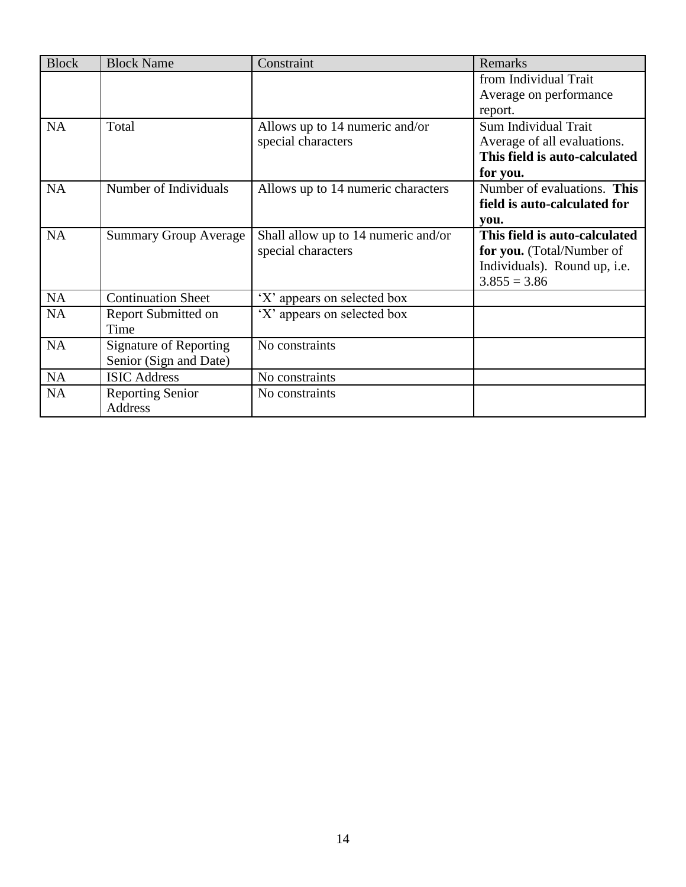| Block | Block Name | Constraint | Remarks |
|---|---|---|---|
| | | | from Individual Trait Average on performance report. |
| NA | Total | Allows up to 14 numeric and/or special characters | Sum Individual Trait Average of all evaluations. **This field is auto-calculated for you.** |
| NA | Number of Individuals | Allows up to 14 numeric characters | Number of evaluations. **This field is auto-calculated for you.** |
| NA | Summary Group Average | Shall allow up to 14 numeric and/or special characters | **This field is auto-calculated for you.** (Total/Number of Individuals). Round up, i.e. 3.855 = 3.86 |
| NA | Continuation Sheet | 'X' appears on selected box | |
| NA | Report Submitted on Time | 'X' appears on selected box | |
| NA | Signature of Reporting Senior (Sign and Date) | No constraints | |
| NA | ISIC Address | No constraints | |
| NA | Reporting Senior Address | No constraints | |